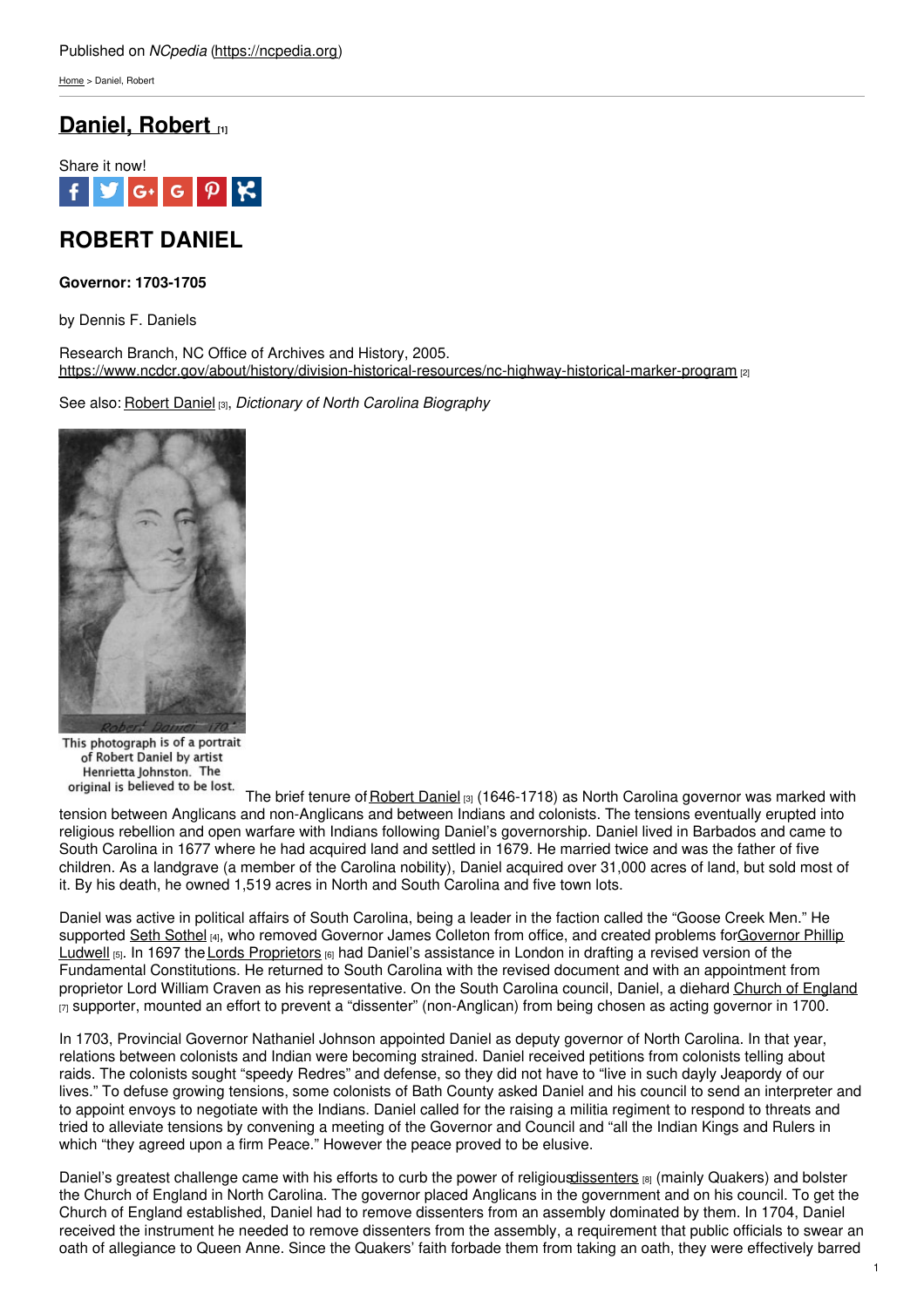Published on *NCpedia* (https://ncpedia.org)

Home > Daniel, Robert

# Daniel, Robert [1]

Share it now!

## ROBERT DANIEL

**Governor: 1703-1705**

by Dennis F. Daniels

Research Branch, NC Office of Archives and History, 2005.
https://www.ncdcr.gov/about/history/division-historical-resources/nc-highway-historical-marker-program [2]

See also: Robert Daniel [3], *Dictionary of North Carolina Biography*

This photograph is of a portrait of Robert Daniel by artist Henrietta Johnston. The original is believed to be lost.

The brief tenure of Robert Daniel [3] (1646-1718) as North Carolina governor was marked with tension between Anglicans and non-Anglicans and between Indians and colonists. The tensions eventually erupted into religious rebellion and open warfare with Indians following Daniel's governorship. Daniel lived in Barbados and came to South Carolina in 1677 where he had acquired land and settled in 1679. He married twice and was the father of five children. As a landgrave (a member of the Carolina nobility), Daniel acquired over 31,000 acres of land, but sold most of it. By his death, he owned 1,519 acres in North and South Carolina and five town lots.

Daniel was active in political affairs of South Carolina, being a leader in the faction called the "Goose Creek Men." He supported Seth Sothel [4], who removed Governor James Colleton from office, and created problems for Governor Phillip Ludwell [5]. In 1697 the Lords Proprietors [6] had Daniel's assistance in London in drafting a revised version of the Fundamental Constitutions. He returned to South Carolina with the revised document and with an appointment from proprietor Lord William Craven as his representative. On the South Carolina council, Daniel, a diehard Church of England [7] supporter, mounted an effort to prevent a "dissenter" (non-Anglican) from being chosen as acting governor in 1700.

In 1703, Provincial Governor Nathaniel Johnson appointed Daniel as deputy governor of North Carolina. In that year, relations between colonists and Indian were becoming strained. Daniel received petitions from colonists telling about raids. The colonists sought "speedy Redres" and defense, so they did not have to "live in such dayly Jeapordy of our lives." To defuse growing tensions, some colonists of Bath County asked Daniel and his council to send an interpreter and to appoint envoys to negotiate with the Indians. Daniel called for the raising a militia regiment to respond to threats and tried to alleviate tensions by convening a meeting of the Governor and Council and "all the Indian Kings and Rulers in which "they agreed upon a firm Peace." However the peace proved to be elusive.

Daniel's greatest challenge came with his efforts to curb the power of religious dissenters [8] (mainly Quakers) and bolster the Church of England in North Carolina. The governor placed Anglicans in the government and on his council. To get the Church of England established, Daniel had to remove dissenters from an assembly dominated by them. In 1704, Daniel received the instrument he needed to remove dissenters from the assembly, a requirement that public officials to swear an oath of allegiance to Queen Anne. Since the Quakers' faith forbade them from taking an oath, they were effectively barred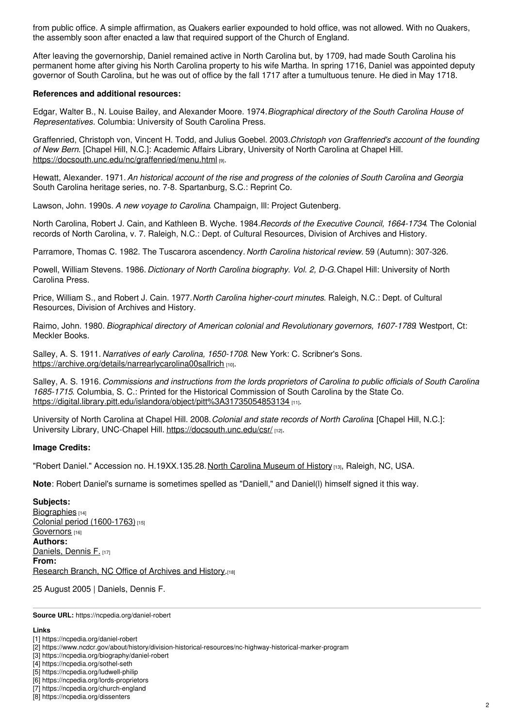from public office. A simple affirmation, as Quakers earlier expounded to hold office, was not allowed. With no Quakers, the assembly soon after enacted a law that required support of the Church of England.

After leaving the governorship, Daniel remained active in North Carolina but, by 1709, had made South Carolina his permanent home after giving his North Carolina property to his wife Martha. In spring 1716, Daniel was appointed deputy governor of South Carolina, but he was out of office by the fall 1717 after a tumultuous tenure. He died in May 1718.

**References and additional resources:**

Edgar, Walter B., N. Louise Bailey, and Alexander Moore. 1974. *Biographical directory of the South Carolina House of Representatives*. Columbia: University of South Carolina Press.

Graffenried, Christoph von, Vincent H. Todd, and Julius Goebel. 2003. *Christoph von Graffenried's account of the founding of New Bern*. [Chapel Hill, N.C.]: Academic Affairs Library, University of North Carolina at Chapel Hill. https://docsouth.unc.edu/nc/graffenried/menu.html [9].

Hewatt, Alexander. 1971. *An historical account of the rise and progress of the colonies of South Carolina and Georgia* South Carolina heritage series, no. 7-8. Spartanburg, S.C.: Reprint Co.

Lawson, John. 1990s. *A new voyage to Carolina*. Champaign, Ill: Project Gutenberg.

North Carolina, Robert J. Cain, and Kathleen B. Wyche. 1984. *Records of the Executive Council, 1664-1734*. The Colonial records of North Carolina, v. 7. Raleigh, N.C.: Dept. of Cultural Resources, Division of Archives and History.

Parramore, Thomas C. 1982. The Tuscarora ascendency. *North Carolina historical review*. 59 (Autumn): 307-326.

Powell, William Stevens. 1986. *Dictionary of North Carolina biography. Vol. 2, D-G.* Chapel Hill: University of North Carolina Press.

Price, William S., and Robert J. Cain. 1977. *North Carolina higher-court minutes*. Raleigh, N.C.: Dept. of Cultural Resources, Division of Archives and History.

Raimo, John. 1980. *Biographical directory of American colonial and Revolutionary governors, 1607-1789*. Westport, Ct: Meckler Books.

Salley, A. S. 1911. *Narratives of early Carolina, 1650-1708*. New York: C. Scribner's Sons. https://archive.org/details/narrearlycarolina00sallrich [10].

Salley, A. S. 1916. *Commissions and instructions from the lords proprietors of Carolina to public officials of South Carolina 1685-1715*. Columbia, S. C.: Printed for the Historical Commission of South Carolina by the State Co. https://digital.library.pitt.edu/islandora/object/pitt%3A31735054853134 [11].

University of North Carolina at Chapel Hill. 2008. *Colonial and state records of North Carolina*. [Chapel Hill, N.C.]: University Library, UNC-Chapel Hill. https://docsouth.unc.edu/csr/ [12].

**Image Credits:**

"Robert Daniel." Accession no. H.19XX.135.28. North Carolina Museum of History [13], Raleigh, NC, USA.

**Note**: Robert Daniel's surname is sometimes spelled as "Daniell," and Daniel(l) himself signed it this way.

**Subjects:**
Biographies [14]
Colonial period (1600-1763) [15]
Governors [16]
**Authors:**
Daniels, Dennis F. [17]
**From:**
Research Branch, NC Office of Archives and History. [18]

25 August 2005 | Daniels, Dennis F.

**Source URL:** https://ncpedia.org/daniel-robert

**Links**
[1] https://ncpedia.org/daniel-robert
[2] https://www.ncdcr.gov/about/history/division-historical-resources/nc-highway-historical-marker-program
[3] https://ncpedia.org/biography/daniel-robert
[4] https://ncpedia.org/sothel-seth
[5] https://ncpedia.org/ludwell-philip
[6] https://ncpedia.org/lords-proprietors
[7] https://ncpedia.org/church-england
[8] https://ncpedia.org/dissenters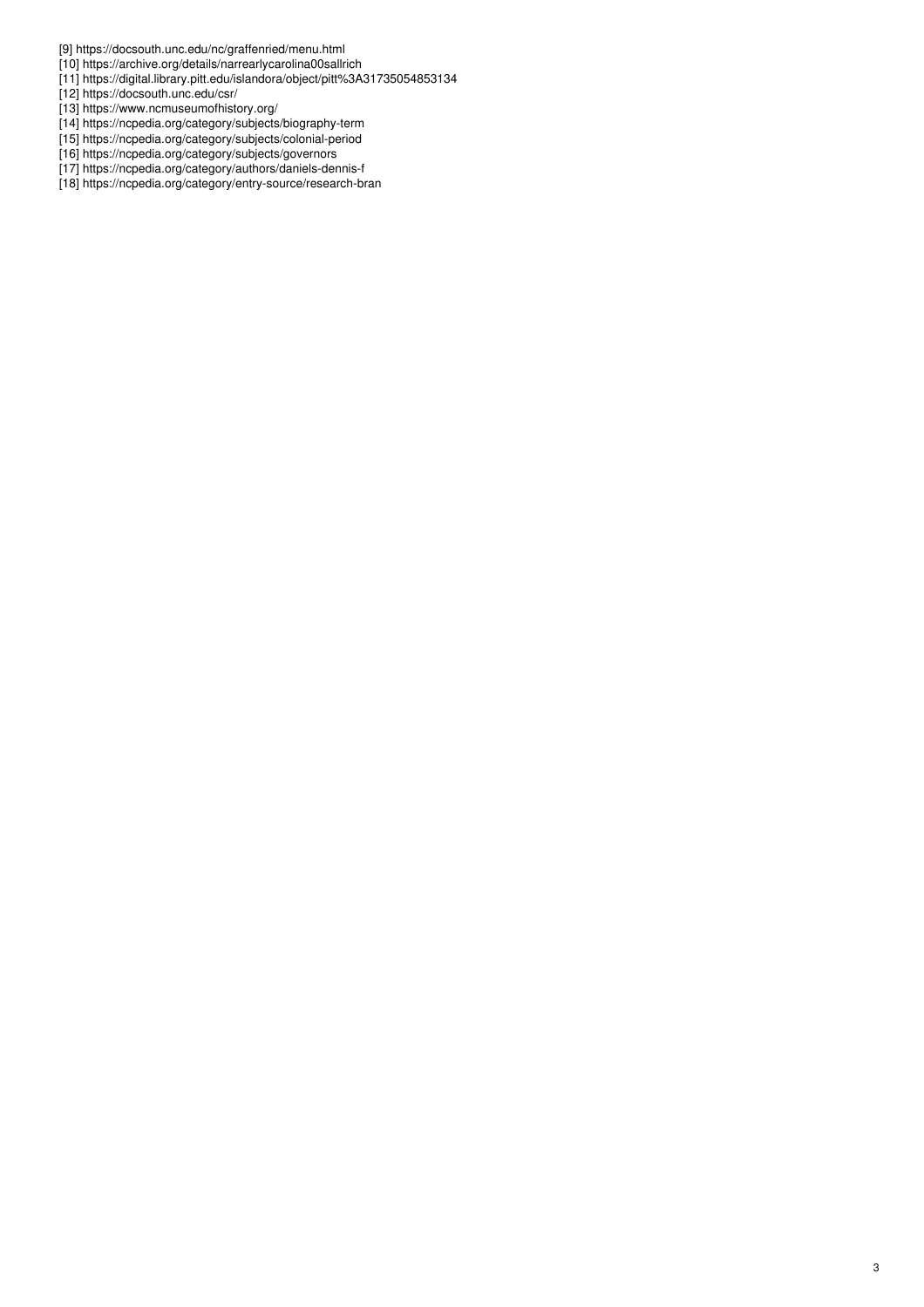[9] https://docsouth.unc.edu/nc/graffenried/menu.html
[10] https://archive.org/details/narrearlycarolina00sallrich
[11] https://digital.library.pitt.edu/islandora/object/pitt%3A31735054853134
[12] https://docsouth.unc.edu/csr/
[13] https://www.ncmuseumofhistory.org/
[14] https://ncpedia.org/category/subjects/biography-term
[15] https://ncpedia.org/category/subjects/colonial-period
[16] https://ncpedia.org/category/subjects/governors
[17] https://ncpedia.org/category/authors/daniels-dennis-f
[18] https://ncpedia.org/category/entry-source/research-bran